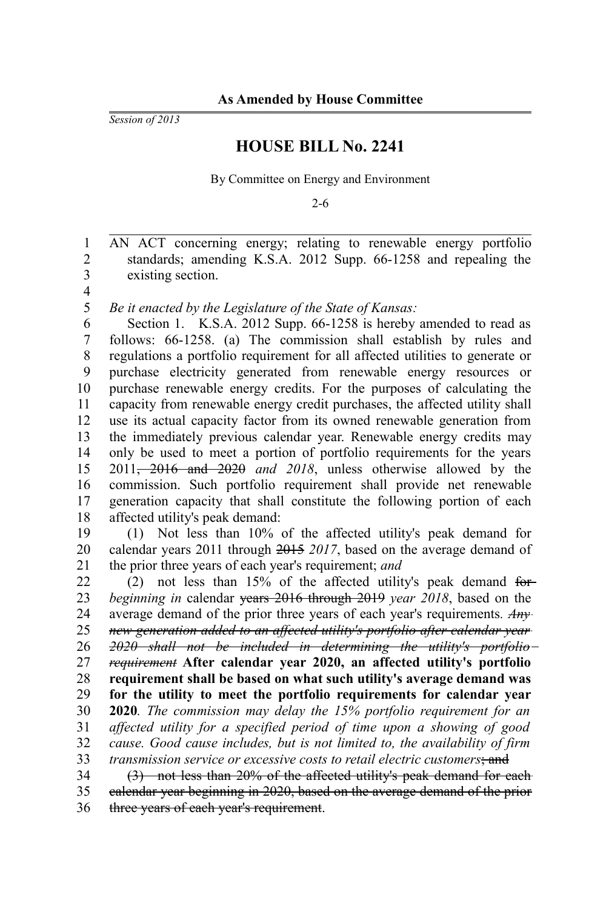**As Amended by House Committee**

*Session of 2013*

# HOUSE BILL No. 2241

By Committee on Energy and Environment

2-6

AN ACT concerning energy; relating to renewable energy portfolio standards; amending K.S.A. 2012 Supp. 66-1258 and repealing the existing section.

*Be it enacted by the Legislature of the State of Kansas:*

Section 1. K.S.A. 2012 Supp. 66-1258 is hereby amended to read as follows: 66-1258. (a) The commission shall establish by rules and regulations a portfolio requirement for all affected utilities to generate or purchase electricity generated from renewable energy resources or purchase renewable energy credits. For the purposes of calculating the capacity from renewable energy credit purchases, the affected utility shall use its actual capacity factor from its owned renewable generation from the immediately previous calendar year. Renewable energy credits may only be used to meet a portion of portfolio requirements for the years 2011~~, 2016 and 2020~~ *and 2018*, unless otherwise allowed by the commission. Such portfolio requirement shall provide net renewable generation capacity that shall constitute the following portion of each affected utility's peak demand:

(1) Not less than 10% of the affected utility's peak demand for calendar years 2011 through ~~2015~~ *2017*, based on the average demand of the prior three years of each year's requirement; *and*

(2) not less than 15% of the affected utility's peak demand ~~for~~ *beginning in* calendar ~~years 2016 through 2019~~ *year 2018*, based on the average demand of the prior three years of each year's requirements. ~~*Any new generation added to an affected utility's portfolio after calendar year 2020 shall not be included in determining the utility's portfolio requirement*~~ **After calendar year 2020, an affected utility's portfolio requirement shall be based on what such utility's average demand was for the utility to meet the portfolio requirements for calendar year 2020**. *The commission may delay the 15% portfolio requirement for an affected utility for a specified period of time upon a showing of good cause. Good cause includes, but is not limited to, the availability of firm transmission service or excessive costs to retail electric customers*~~; and~~

~~(3) not less than 20% of the affected utility's peak demand for each calendar year beginning in 2020, based on the average demand of the prior three years of each year's requirement~~.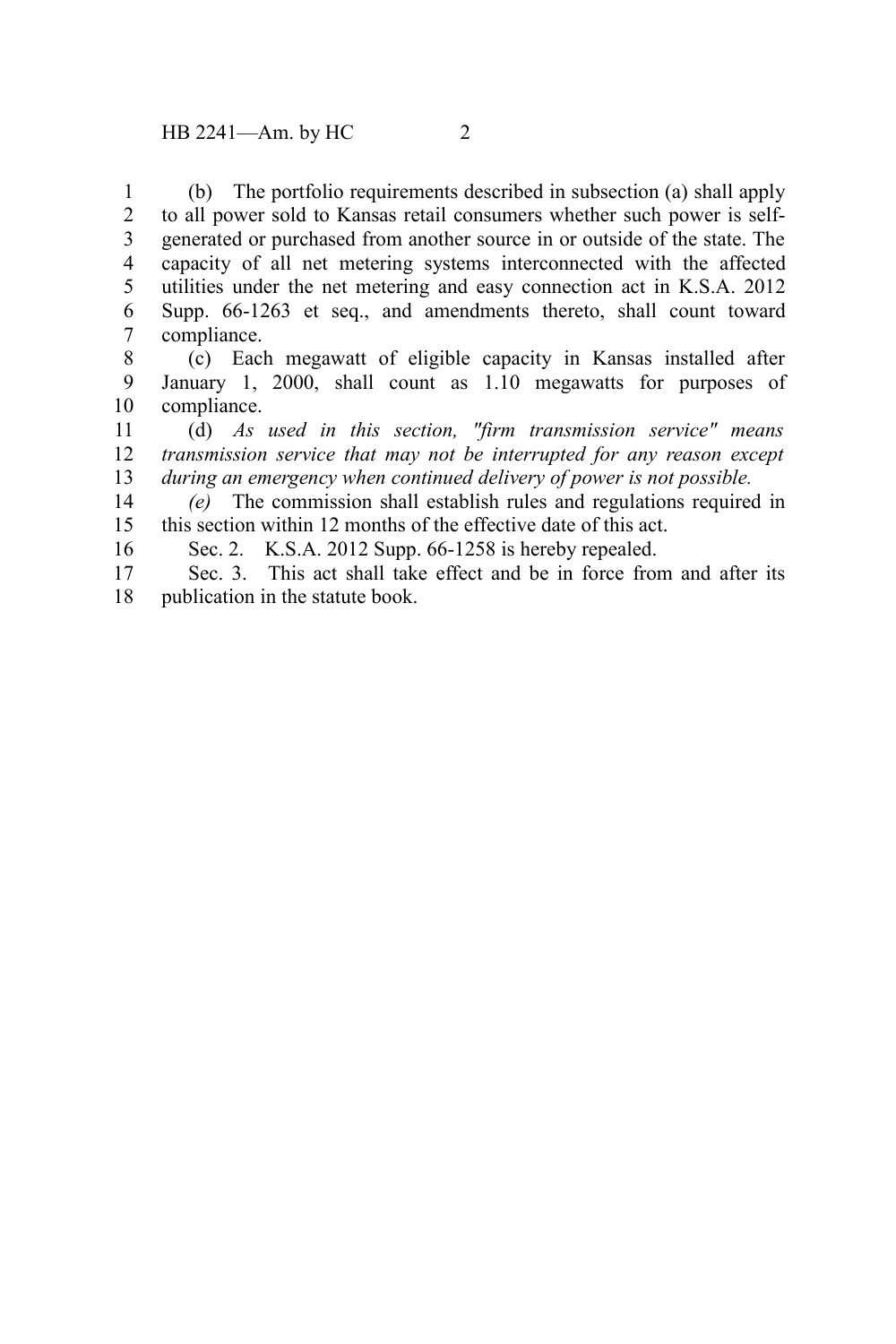(b) The portfolio requirements described in subsection (a) shall apply to all power sold to Kansas retail consumers whether such power is self-generated or purchased from another source in or outside of the state. The capacity of all net metering systems interconnected with the affected utilities under the net metering and easy connection act in K.S.A. 2012 Supp. 66-1263 et seq., and amendments thereto, shall count toward compliance.

(c) Each megawatt of eligible capacity in Kansas installed after January 1, 2000, shall count as 1.10 megawatts for purposes of compliance.

(d) *As used in this section, "firm transmission service" means transmission service that may not be interrupted for any reason except during an emergency when continued delivery of power is not possible.*

*(e)* The commission shall establish rules and regulations required in this section within 12 months of the effective date of this act.

Sec. 2. K.S.A. 2012 Supp. 66-1258 is hereby repealed.

Sec. 3. This act shall take effect and be in force from and after its publication in the statute book.